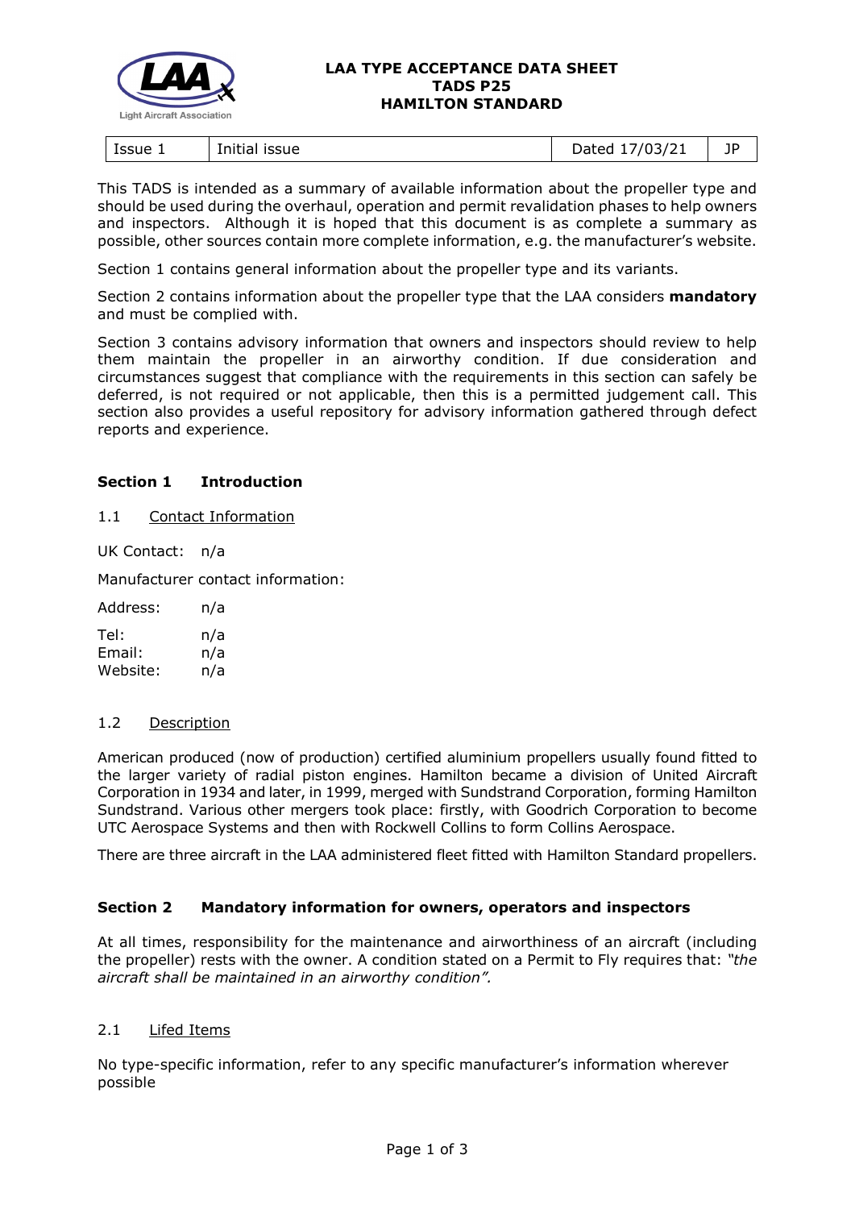# LAA TYPE ACCEPTANCE DATA SHEET
# TADS P25
# HAMILTON STANDARD

| Issue 1 | Initial issue | Dated 17/03/21 | JP |
|---|---|---|---|

This TADS is intended as a summary of available information about the propeller type and should be used during the overhaul, operation and permit revalidation phases to help owners and inspectors. Although it is hoped that this document is as complete a summary as possible, other sources contain more complete information, e.g. the manufacturer's website.

Section 1 contains general information about the propeller type and its variants.

Section 2 contains information about the propeller type that the LAA considers **mandatory** and must be complied with.

Section 3 contains advisory information that owners and inspectors should review to help them maintain the propeller in an airworthy condition. If due consideration and circumstances suggest that compliance with the requirements in this section can safely be deferred, is not required or not applicable, then this is a permitted judgement call. This section also provides a useful repository for advisory information gathered through defect reports and experience.

## Section 1 Introduction

### 1.1 Contact Information

UK Contact: n/a

Manufacturer contact information:

Address: n/a

Tel: n/a
Email: n/a
Website: n/a

### 1.2 Description

American produced (now of production) certified aluminium propellers usually found fitted to the larger variety of radial piston engines. Hamilton became a division of United Aircraft Corporation in 1934 and later, in 1999, merged with Sundstrand Corporation, forming Hamilton Sundstrand. Various other mergers took place: firstly, with Goodrich Corporation to become UTC Aerospace Systems and then with Rockwell Collins to form Collins Aerospace.

There are three aircraft in the LAA administered fleet fitted with Hamilton Standard propellers.

## Section 2 Mandatory information for owners, operators and inspectors

At all times, responsibility for the maintenance and airworthiness of an aircraft (including the propeller) rests with the owner. A condition stated on a Permit to Fly requires that: *"the aircraft shall be maintained in an airworthy condition".*

### 2.1 Lifed Items

No type-specific information, refer to any specific manufacturer's information wherever possible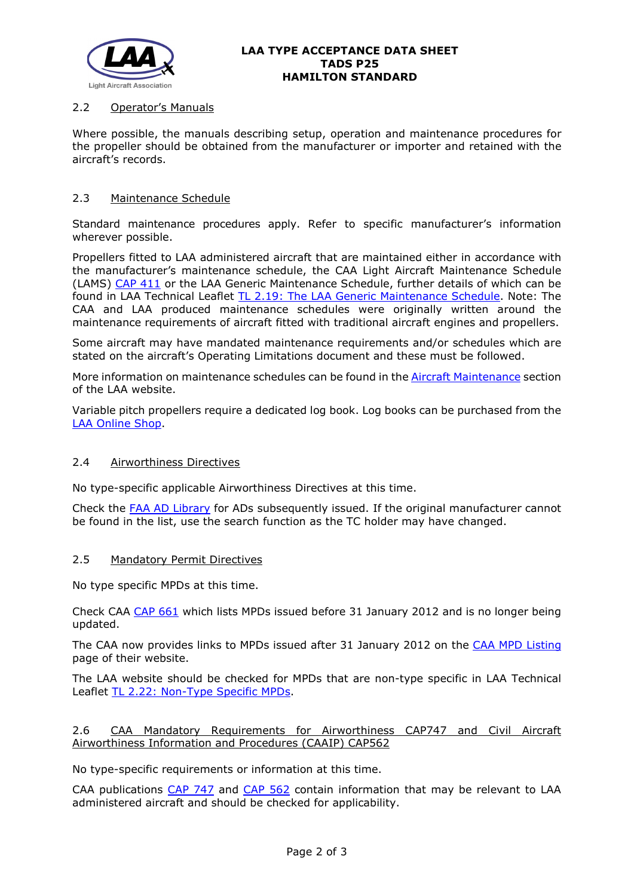## 2.2 Operator's Manuals

Where possible, the manuals describing setup, operation and maintenance procedures for the propeller should be obtained from the manufacturer or importer and retained with the aircraft's records.

## 2.3 Maintenance Schedule

Standard maintenance procedures apply. Refer to specific manufacturer's information wherever possible.

Propellers fitted to LAA administered aircraft that are maintained either in accordance with the manufacturer's maintenance schedule, the CAA Light Aircraft Maintenance Schedule (LAMS) CAP 411 or the LAA Generic Maintenance Schedule, further details of which can be found in LAA Technical Leaflet TL 2.19: The LAA Generic Maintenance Schedule. Note: The CAA and LAA produced maintenance schedules were originally written around the maintenance requirements of aircraft fitted with traditional aircraft engines and propellers.

Some aircraft may have mandated maintenance requirements and/or schedules which are stated on the aircraft's Operating Limitations document and these must be followed.

More information on maintenance schedules can be found in the Aircraft Maintenance section of the LAA website.

Variable pitch propellers require a dedicated log book. Log books can be purchased from the LAA Online Shop.

## 2.4 Airworthiness Directives

No type-specific applicable Airworthiness Directives at this time.

Check the FAA AD Library for ADs subsequently issued. If the original manufacturer cannot be found in the list, use the search function as the TC holder may have changed.

## 2.5 Mandatory Permit Directives

No type specific MPDs at this time.

Check CAA CAP 661 which lists MPDs issued before 31 January 2012 and is no longer being updated.

The CAA now provides links to MPDs issued after 31 January 2012 on the CAA MPD Listing page of their website.

The LAA website should be checked for MPDs that are non-type specific in LAA Technical Leaflet TL 2.22: Non-Type Specific MPDs.

## 2.6 CAA Mandatory Requirements for Airworthiness CAP747 and Civil Aircraft Airworthiness Information and Procedures (CAAIP) CAP562

No type-specific requirements or information at this time.

CAA publications CAP 747 and CAP 562 contain information that may be relevant to LAA administered aircraft and should be checked for applicability.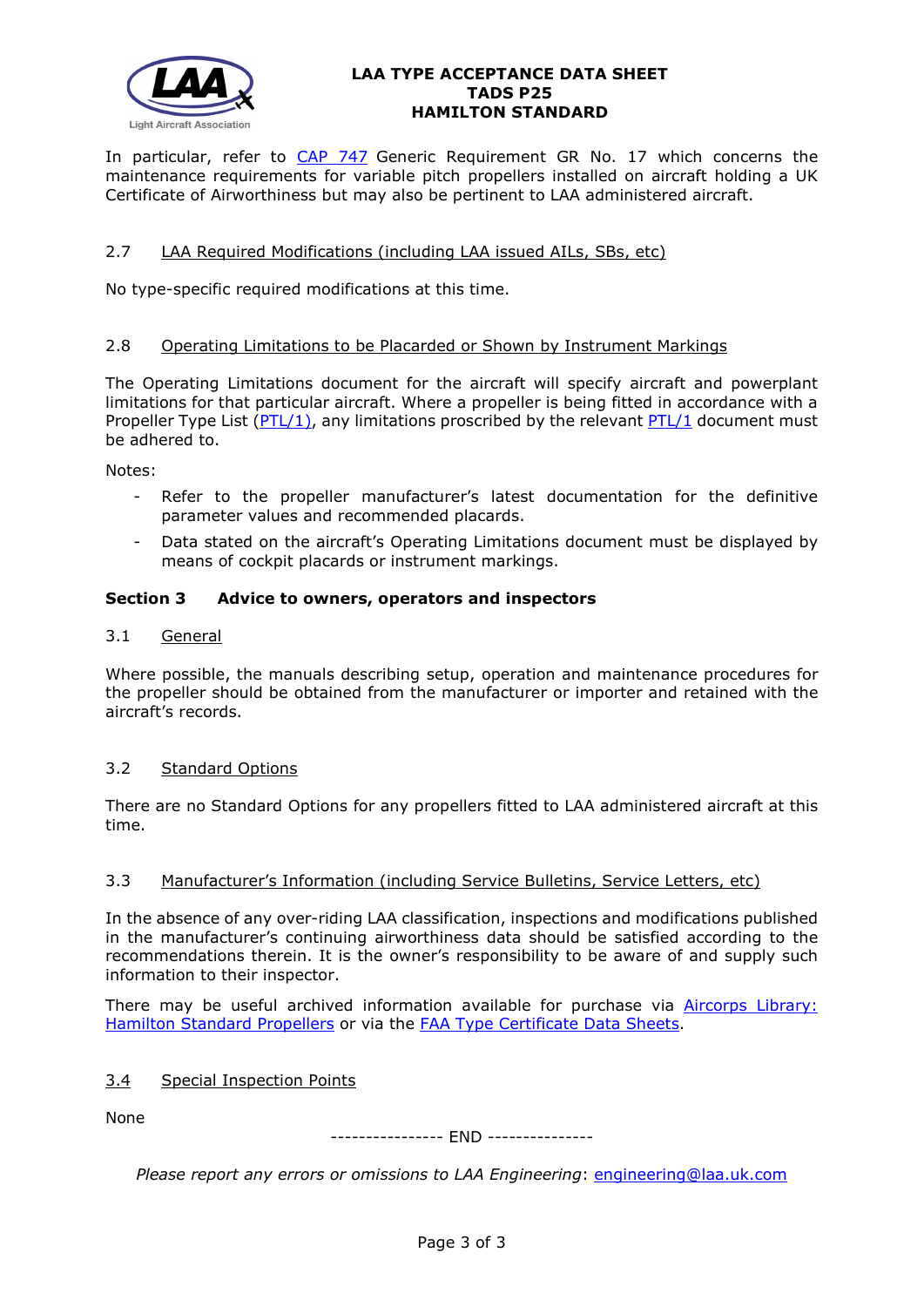In particular, refer to CAP 747 Generic Requirement GR No. 17 which concerns the maintenance requirements for variable pitch propellers installed on aircraft holding a UK Certificate of Airworthiness but may also be pertinent to LAA administered aircraft.

### 2.7 LAA Required Modifications (including LAA issued AILs, SBs, etc)

No type-specific required modifications at this time.

### 2.8 Operating Limitations to be Placarded or Shown by Instrument Markings

The Operating Limitations document for the aircraft will specify aircraft and powerplant limitations for that particular aircraft. Where a propeller is being fitted in accordance with a Propeller Type List (PTL/1), any limitations proscribed by the relevant PTL/1 document must be adhered to.

Notes:

- Refer to the propeller manufacturer's latest documentation for the definitive parameter values and recommended placards.
- Data stated on the aircraft's Operating Limitations document must be displayed by means of cockpit placards or instrument markings.

## Section 3 Advice to owners, operators and inspectors

### 3.1 General

Where possible, the manuals describing setup, operation and maintenance procedures for the propeller should be obtained from the manufacturer or importer and retained with the aircraft's records.

### 3.2 Standard Options

There are no Standard Options for any propellers fitted to LAA administered aircraft at this time.

### 3.3 Manufacturer's Information (including Service Bulletins, Service Letters, etc)

In the absence of any over-riding LAA classification, inspections and modifications published in the manufacturer's continuing airworthiness data should be satisfied according to the recommendations therein. It is the owner's responsibility to be aware of and supply such information to their inspector.

There may be useful archived information available for purchase via Aircorps Library: Hamilton Standard Propellers or via the FAA Type Certificate Data Sheets.

### 3.4 Special Inspection Points

None

---------------- END ---------------

*Please report any errors or omissions to LAA Engineering*: engineering@laa.uk.com